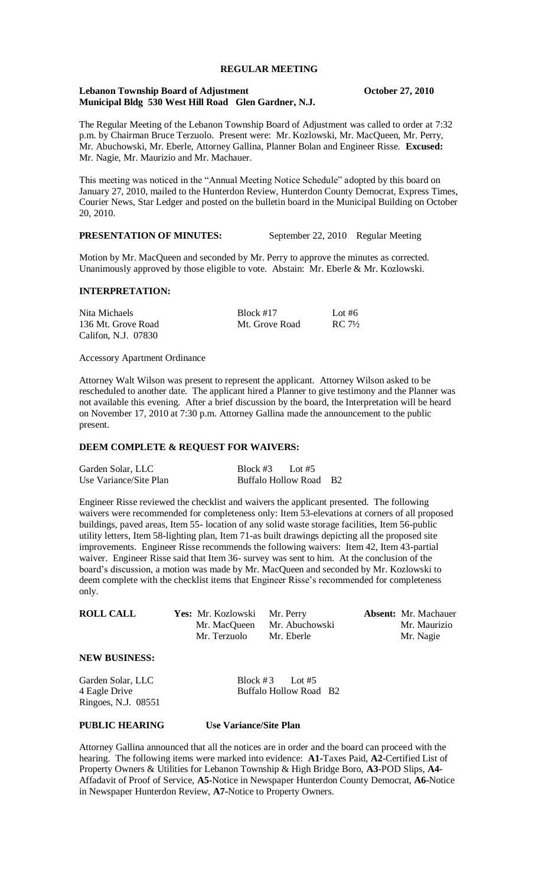# REGULAR MEETING

**Lebanon Township Board of Adjustment** **October 27, 2010**
**Municipal Bldg 530 West Hill Road Glen Gardner, N.J.**

The Regular Meeting of the Lebanon Township Board of Adjustment was called to order at 7:32 p.m. by Chairman Bruce Terzuolo. Present were: Mr. Kozlowski, Mr. MacQueen, Mr. Perry, Mr. Abuchowski, Mr. Eberle, Attorney Gallina, Planner Bolan and Engineer Risse. **Excused:** Mr. Nagie, Mr. Maurizio and Mr. Machauer.

This meeting was noticed in the "Annual Meeting Notice Schedule" adopted by this board on January 27, 2010, mailed to the Hunterdon Review, Hunterdon County Democrat, Express Times, Courier News, Star Ledger and posted on the bulletin board in the Municipal Building on October 20, 2010.

**PRESENTATION OF MINUTES:** September 22, 2010 Regular Meeting

Motion by Mr. MacQueen and seconded by Mr. Perry to approve the minutes as corrected. Unanimously approved by those eligible to vote. Abstain: Mr. Eberle & Mr. Kozlowski.

**INTERPRETATION:**

| | | |
|---|---|---|
| Nita Michaels | Block #17 | Lot #6 |
| 136 Mt. Grove Road | Mt. Grove Road | RC 7½ |
| Califon, N.J. 07830 | | |

Accessory Apartment Ordinance

Attorney Walt Wilson was present to represent the applicant. Attorney Wilson asked to be rescheduled to another date. The applicant hired a Planner to give testimony and the Planner was not available this evening. After a brief discussion by the board, the Interpretation will be heard on November 17, 2010 at 7:30 p.m. Attorney Gallina made the announcement to the public present.

**DEEM COMPLETE & REQUEST FOR WAIVERS:**

| | |
|---|---|
| Garden Solar, LLC | Block #3 Lot #5 |
| Use Variance/Site Plan | Buffalo Hollow Road B2 |

Engineer Risse reviewed the checklist and waivers the applicant presented. The following waivers were recommended for completeness only: Item 53-elevations at corners of all proposed buildings, paved areas, Item 55- location of any solid waste storage facilities, Item 56-public utility letters, Item 58-lighting plan, Item 71-as built drawings depicting all the proposed site improvements. Engineer Risse recommends the following waivers: Item 42, Item 43-partial waiver. Engineer Risse said that Item 36- survey was sent to him. At the conclusion of the board's discussion, a motion was made by Mr. MacQueen and seconded by Mr. Kozlowski to deem complete with the checklist items that Engineer Risse's recommended for completeness only.

| **ROLL CALL** | **Yes:** Mr. Kozlowski | Mr. Perry | **Absent:** Mr. Machauer |
|---|---|---|---|
| | Mr. MacQueen | Mr. Abuchowski | Mr. Maurizio |
| | Mr. Terzuolo | Mr. Eberle | Mr. Nagie |

**NEW BUSINESS:**

| | |
|---|---|
| Garden Solar, LLC | Block #3 Lot #5 |
| 4 Eagle Drive | Buffalo Hollow Road B2 |
| Ringoes, N.J. 08551 | |

**PUBLIC HEARING** **Use Variance/Site Plan**

Attorney Gallina announced that all the notices are in order and the board can proceed with the hearing. The following items were marked into evidence: **A1**-Taxes Paid, **A2**-Certified List of Property Owners & Utilities for Lebanon Township & High Bridge Boro, **A3**-POD Slips, **A4**-Affadavit of Proof of Service, **A5**-Notice in Newspaper Hunterdon County Democrat, **A6**-Notice in Newspaper Hunterdon Review, **A7**-Notice to Property Owners.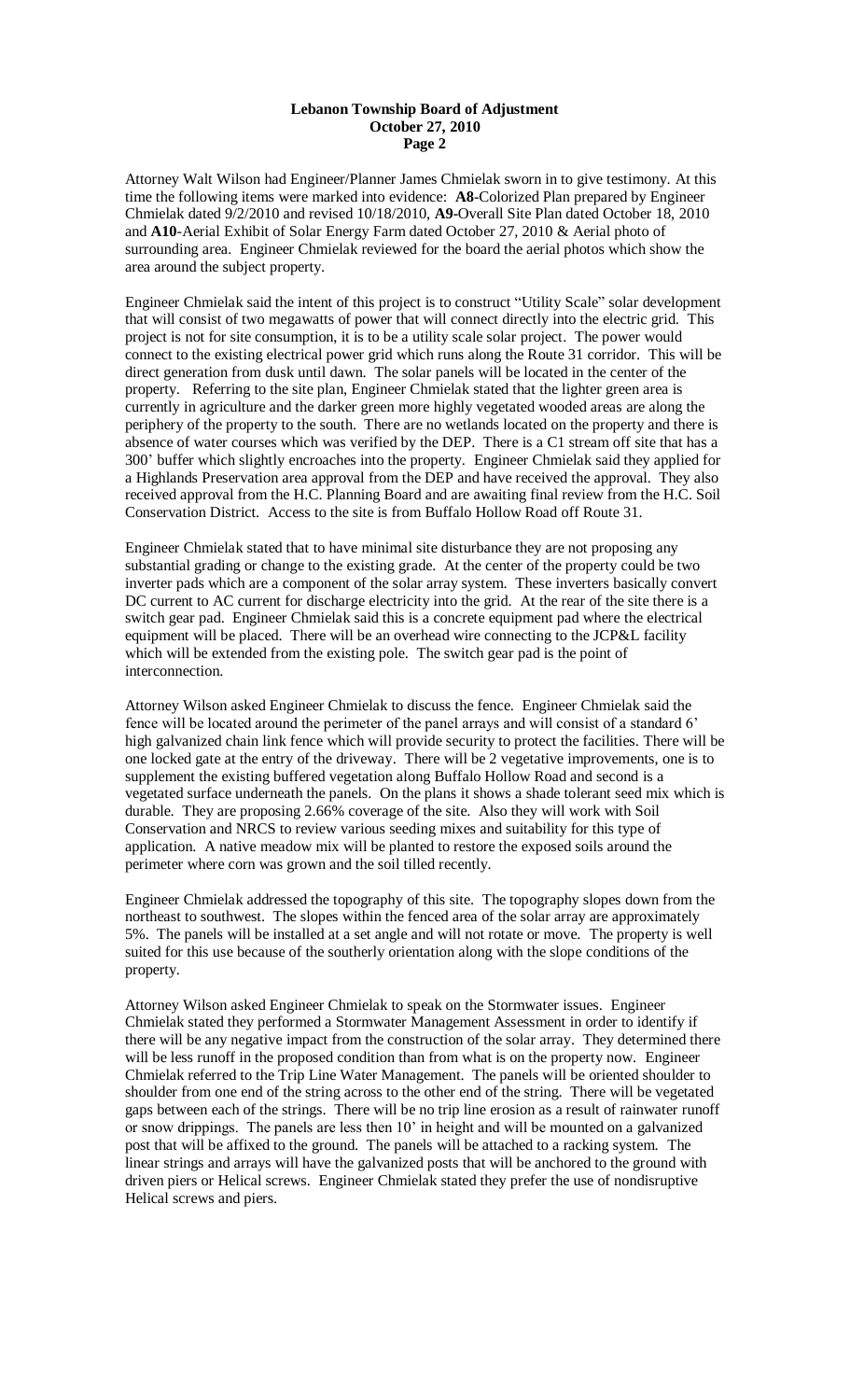Attorney Walt Wilson had Engineer/Planner James Chmielak sworn in to give testimony. At this time the following items were marked into evidence: **A8**-Colorized Plan prepared by Engineer Chmielak dated 9/2/2010 and revised 10/18/2010, **A9**-Overall Site Plan dated October 18, 2010 and **A10**-Aerial Exhibit of Solar Energy Farm dated October 27, 2010 & Aerial photo of surrounding area. Engineer Chmielak reviewed for the board the aerial photos which show the area around the subject property.

Engineer Chmielak said the intent of this project is to construct "Utility Scale" solar development that will consist of two megawatts of power that will connect directly into the electric grid. This project is not for site consumption, it is to be a utility scale solar project. The power would connect to the existing electrical power grid which runs along the Route 31 corridor. This will be direct generation from dusk until dawn. The solar panels will be located in the center of the property. Referring to the site plan, Engineer Chmielak stated that the lighter green area is currently in agriculture and the darker green more highly vegetated wooded areas are along the periphery of the property to the south. There are no wetlands located on the property and there is absence of water courses which was verified by the DEP. There is a C1 stream off site that has a 300' buffer which slightly encroaches into the property. Engineer Chmielak said they applied for a Highlands Preservation area approval from the DEP and have received the approval. They also received approval from the H.C. Planning Board and are awaiting final review from the H.C. Soil Conservation District. Access to the site is from Buffalo Hollow Road off Route 31.

Engineer Chmielak stated that to have minimal site disturbance they are not proposing any substantial grading or change to the existing grade. At the center of the property could be two inverter pads which are a component of the solar array system. These inverters basically convert DC current to AC current for discharge electricity into the grid. At the rear of the site there is a switch gear pad. Engineer Chmielak said this is a concrete equipment pad where the electrical equipment will be placed. There will be an overhead wire connecting to the JCP&L facility which will be extended from the existing pole. The switch gear pad is the point of interconnection.

Attorney Wilson asked Engineer Chmielak to discuss the fence. Engineer Chmielak said the fence will be located around the perimeter of the panel arrays and will consist of a standard 6' high galvanized chain link fence which will provide security to protect the facilities. There will be one locked gate at the entry of the driveway. There will be 2 vegetative improvements, one is to supplement the existing buffered vegetation along Buffalo Hollow Road and second is a vegetated surface underneath the panels. On the plans it shows a shade tolerant seed mix which is durable. They are proposing 2.66% coverage of the site. Also they will work with Soil Conservation and NRCS to review various seeding mixes and suitability for this type of application. A native meadow mix will be planted to restore the exposed soils around the perimeter where corn was grown and the soil tilled recently.

Engineer Chmielak addressed the topography of this site. The topography slopes down from the northeast to southwest. The slopes within the fenced area of the solar array are approximately 5%. The panels will be installed at a set angle and will not rotate or move. The property is well suited for this use because of the southerly orientation along with the slope conditions of the property.

Attorney Wilson asked Engineer Chmielak to speak on the Stormwater issues. Engineer Chmielak stated they performed a Stormwater Management Assessment in order to identify if there will be any negative impact from the construction of the solar array. They determined there will be less runoff in the proposed condition than from what is on the property now. Engineer Chmielak referred to the Trip Line Water Management. The panels will be oriented shoulder to shoulder from one end of the string across to the other end of the string. There will be vegetated gaps between each of the strings. There will be no trip line erosion as a result of rainwater runoff or snow drippings. The panels are less then 10' in height and will be mounted on a galvanized post that will be affixed to the ground. The panels will be attached to a racking system. The linear strings and arrays will have the galvanized posts that will be anchored to the ground with driven piers or Helical screws. Engineer Chmielak stated they prefer the use of nondisruptive Helical screws and piers.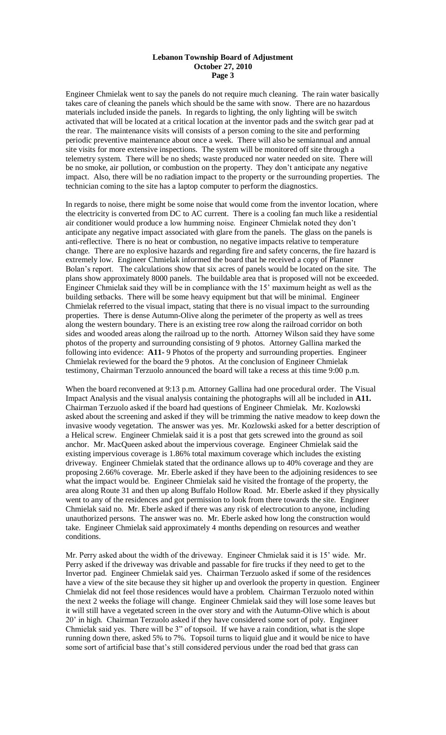Engineer Chmielak went to say the panels do not require much cleaning. The rain water basically takes care of cleaning the panels which should be the same with snow. There are no hazardous materials included inside the panels. In regards to lighting, the only lighting will be switch activated that will be located at a critical location at the inventor pads and the switch gear pad at the rear. The maintenance visits will consists of a person coming to the site and performing periodic preventive maintenance about once a week. There will also be semiannual and annual site visits for more extensive inspections. The system will be monitored off site through a telemetry system. There will be no sheds; waste produced nor water needed on site. There will be no smoke, air pollution, or combustion on the property. They don't anticipate any negative impact. Also, there will be no radiation impact to the property or the surrounding properties. The technician coming to the site has a laptop computer to perform the diagnostics.

In regards to noise, there might be some noise that would come from the inventor location, where the electricity is converted from DC to AC current. There is a cooling fan much like a residential air conditioner would produce a low humming noise. Engineer Chmielak noted they don't anticipate any negative impact associated with glare from the panels. The glass on the panels is anti-reflective. There is no heat or combustion, no negative impacts relative to temperature change. There are no explosive hazards and regarding fire and safety concerns, the fire hazard is extremely low. Engineer Chmielak informed the board that he received a copy of Planner Bolan's report. The calculations show that six acres of panels would be located on the site. The plans show approximately 8000 panels. The buildable area that is proposed will not be exceeded. Engineer Chmielak said they will be in compliance with the 15' maximum height as well as the building setbacks. There will be some heavy equipment but that will be minimal. Engineer Chmielak referred to the visual impact, stating that there is no visual impact to the surrounding properties. There is dense Autumn-Olive along the perimeter of the property as well as trees along the western boundary. There is an existing tree row along the railroad corridor on both sides and wooded areas along the railroad up to the north. Attorney Wilson said they have some photos of the property and surrounding consisting of 9 photos. Attorney Gallina marked the following into evidence: **A11**- 9 Photos of the property and surrounding properties. Engineer Chmielak reviewed for the board the 9 photos. At the conclusion of Engineer Chmielak testimony, Chairman Terzuolo announced the board will take a recess at this time 9:00 p.m.

When the board reconvened at 9:13 p.m. Attorney Gallina had one procedural order. The Visual Impact Analysis and the visual analysis containing the photographs will all be included in **A11.** Chairman Terzuolo asked if the board had questions of Engineer Chmielak. Mr. Kozlowski asked about the screening and asked if they will be trimming the native meadow to keep down the invasive woody vegetation. The answer was yes. Mr. Kozlowski asked for a better description of a Helical screw. Engineer Chmielak said it is a post that gets screwed into the ground as soil anchor. Mr. MacQueen asked about the impervious coverage. Engineer Chmielak said the existing impervious coverage is 1.86% total maximum coverage which includes the existing driveway. Engineer Chmielak stated that the ordinance allows up to 40% coverage and they are proposing 2.66% coverage. Mr. Eberle asked if they have been to the adjoining residences to see what the impact would be. Engineer Chmielak said he visited the frontage of the property, the area along Route 31 and then up along Buffalo Hollow Road. Mr. Eberle asked if they physically went to any of the residences and got permission to look from there towards the site. Engineer Chmielak said no. Mr. Eberle asked if there was any risk of electrocution to anyone, including unauthorized persons. The answer was no. Mr. Eberle asked how long the construction would take. Engineer Chmielak said approximately 4 months depending on resources and weather conditions.

Mr. Perry asked about the width of the driveway. Engineer Chmielak said it is 15' wide. Mr. Perry asked if the driveway was drivable and passable for fire trucks if they need to get to the Invertor pad. Engineer Chmielak said yes. Chairman Terzuolo asked if some of the residences have a view of the site because they sit higher up and overlook the property in question. Engineer Chmielak did not feel those residences would have a problem. Chairman Terzuolo noted within the next 2 weeks the foliage will change. Engineer Chmielak said they will lose some leaves but it will still have a vegetated screen in the over story and with the Autumn-Olive which is about 20' in high. Chairman Terzuolo asked if they have considered some sort of poly. Engineer Chmielak said yes. There will be 3" of topsoil. If we have a rain condition, what is the slope running down there, asked 5% to 7%. Topsoil turns to liquid glue and it would be nice to have some sort of artificial base that's still considered pervious under the road bed that grass can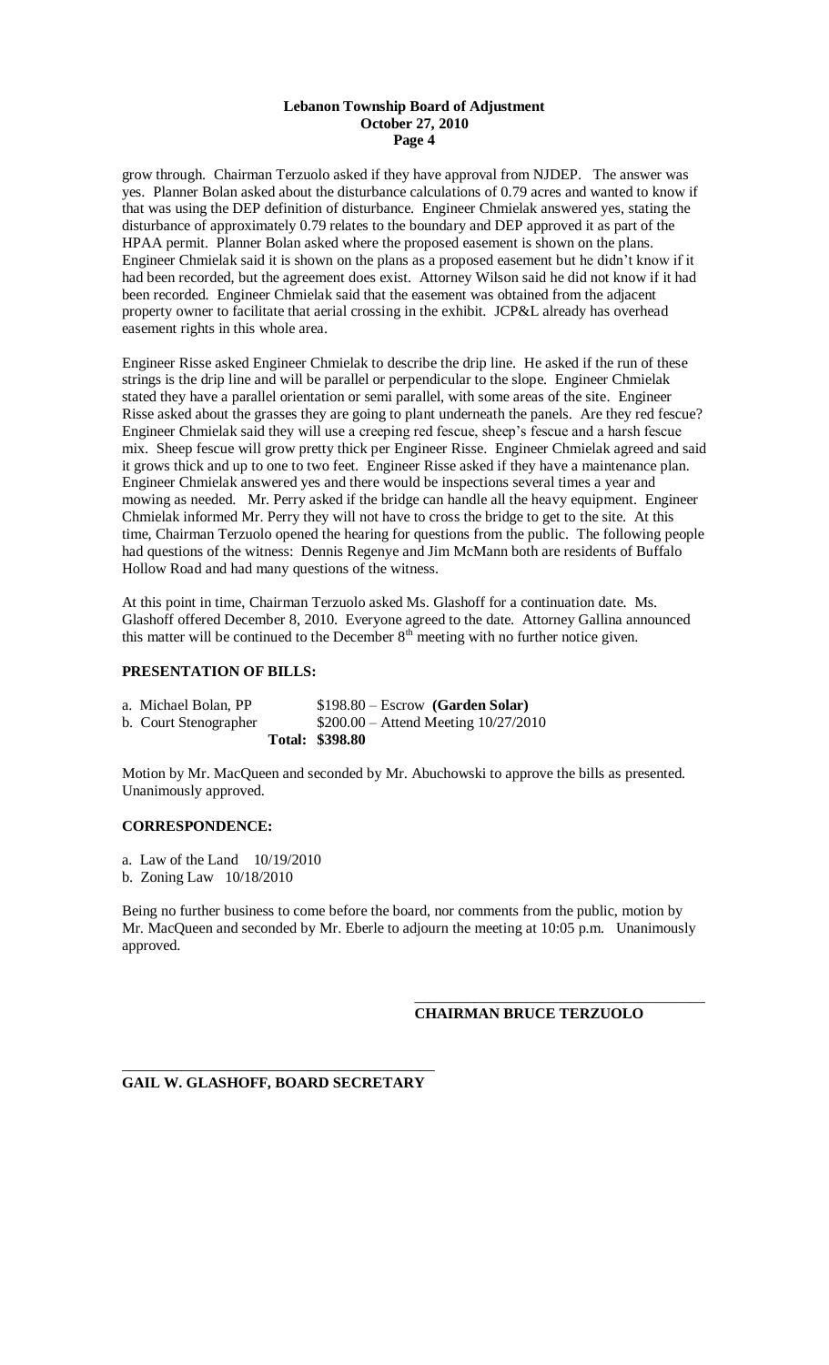grow through. Chairman Terzuolo asked if they have approval from NJDEP. The answer was yes. Planner Bolan asked about the disturbance calculations of 0.79 acres and wanted to know if that was using the DEP definition of disturbance. Engineer Chmielak answered yes, stating the disturbance of approximately 0.79 relates to the boundary and DEP approved it as part of the HPAA permit. Planner Bolan asked where the proposed easement is shown on the plans. Engineer Chmielak said it is shown on the plans as a proposed easement but he didn't know if it had been recorded, but the agreement does exist. Attorney Wilson said he did not know if it had been recorded. Engineer Chmielak said that the easement was obtained from the adjacent property owner to facilitate that aerial crossing in the exhibit. JCP&L already has overhead easement rights in this whole area.

Engineer Risse asked Engineer Chmielak to describe the drip line. He asked if the run of these strings is the drip line and will be parallel or perpendicular to the slope. Engineer Chmielak stated they have a parallel orientation or semi parallel, with some areas of the site. Engineer Risse asked about the grasses they are going to plant underneath the panels. Are they red fescue? Engineer Chmielak said they will use a creeping red fescue, sheep's fescue and a harsh fescue mix. Sheep fescue will grow pretty thick per Engineer Risse. Engineer Chmielak agreed and said it grows thick and up to one to two feet. Engineer Risse asked if they have a maintenance plan. Engineer Chmielak answered yes and there would be inspections several times a year and mowing as needed. Mr. Perry asked if the bridge can handle all the heavy equipment. Engineer Chmielak informed Mr. Perry they will not have to cross the bridge to get to the site. At this time, Chairman Terzuolo opened the hearing for questions from the public. The following people had questions of the witness: Dennis Regenye and Jim McMann both are residents of Buffalo Hollow Road and had many questions of the witness.

At this point in time, Chairman Terzuolo asked Ms. Glashoff for a continuation date. Ms. Glashoff offered December 8, 2010. Everyone agreed to the date. Attorney Gallina announced this matter will be continued to the December 8th meeting with no further notice given.

## PRESENTATION OF BILLS:

| | | |
|---|---|---|
| a. Michael Bolan, PP | | $198.80 – Escrow **(Garden Solar)** |
| b. Court Stenographer | | $200.00 – Attend Meeting 10/27/2010 |
| | **Total:** | **$398.80** |

Motion by Mr. MacQueen and seconded by Mr. Abuchowski to approve the bills as presented. Unanimously approved.

## CORRESPONDENCE:

a. Law of the Land 10/19/2010
b. Zoning Law 10/18/2010

Being no further business to come before the board, nor comments from the public, motion by Mr. MacQueen and seconded by Mr. Eberle to adjourn the meeting at 10:05 p.m. Unanimously approved.

\_\_\_\_\_\_\_\_\_\_\_\_\_\_\_\_\_\_\_\_\_\_\_\_\_\_\_\_\_\_\_\_\_\_\_\_\_\_
**CHAIRMAN BRUCE TERZUOLO**

\_\_\_\_\_\_\_\_\_\_\_\_\_\_\_\_\_\_\_\_\_\_\_\_\_\_\_\_\_\_\_\_\_\_\_\_\_\_
**GAIL W. GLASHOFF, BOARD SECRETARY**